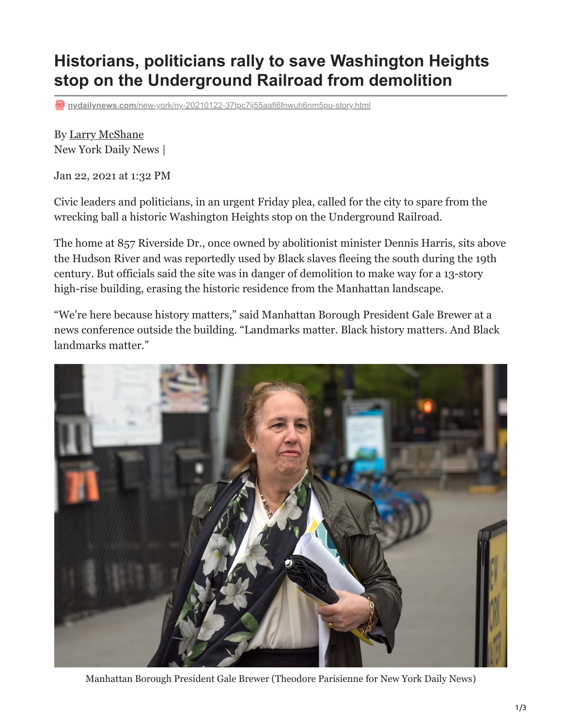# Historians, politicians rally to save Washington Heights stop on the Underground Railroad from demolition

nydailynews.com/new-york/ny-20210122-37tpc7ij55aafi6fnwuh6nm5pu-story.html

By Larry McShane
New York Daily News |

Jan 22, 2021 at 1:32 PM

Civic leaders and politicians, in an urgent Friday plea, called for the city to spare from the wrecking ball a historic Washington Heights stop on the Underground Railroad.

The home at 857 Riverside Dr., once owned by abolitionist minister Dennis Harris, sits above the Hudson River and was reportedly used by Black slaves fleeing the south during the 19th century. But officials said the site was in danger of demolition to make way for a 13-story high-rise building, erasing the historic residence from the Manhattan landscape.

"We're here because history matters," said Manhattan Borough President Gale Brewer at a news conference outside the building. "Landmarks matter. Black history matters. And Black landmarks matter."

Manhattan Borough President Gale Brewer (Theodore Parisienne for New York Daily News)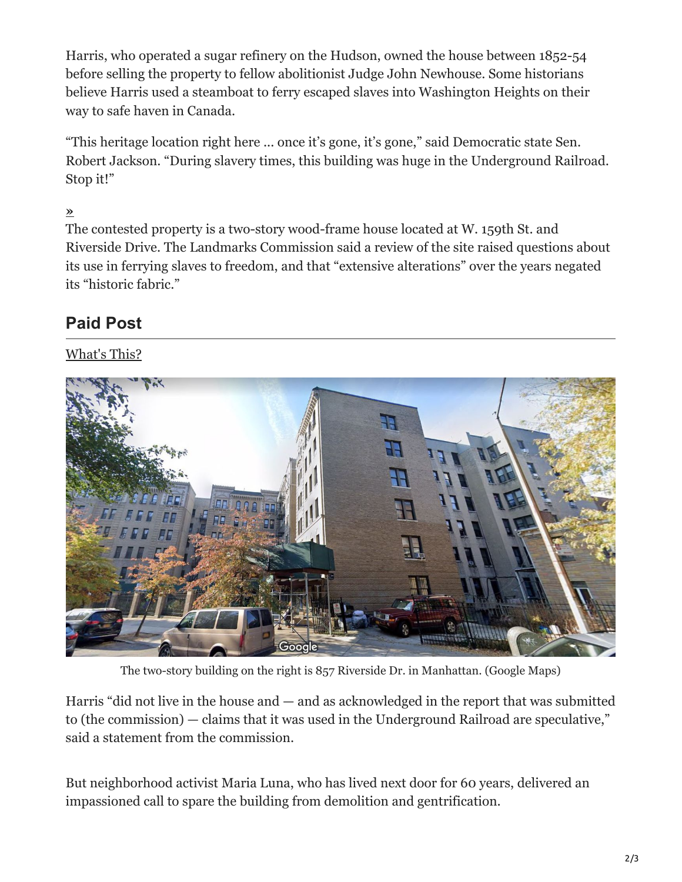Harris, who operated a sugar refinery on the Hudson, owned the house between 1852-54 before selling the property to fellow abolitionist Judge John Newhouse. Some historians believe Harris used a steamboat to ferry escaped slaves into Washington Heights on their way to safe haven in Canada.

“This heritage location right here ... once it’s gone, it’s gone,” said Democratic state Sen. Robert Jackson. “During slavery times, this building was huge in the Underground Railroad. Stop it!”

»

The contested property is a two-story wood-frame house located at W. 159th St. and Riverside Drive. The Landmarks Commission said a review of the site raised questions about its use in ferrying slaves to freedom, and that “extensive alterations” over the years negated its “historic fabric.”

## Paid Post

What's This?

The two-story building on the right is 857 Riverside Dr. in Manhattan. (Google Maps)

Harris “did not live in the house and — and as acknowledged in the report that was submitted to (the commission) — claims that it was used in the Underground Railroad are speculative,” said a statement from the commission.

But neighborhood activist Maria Luna, who has lived next door for 60 years, delivered an impassioned call to spare the building from demolition and gentrification.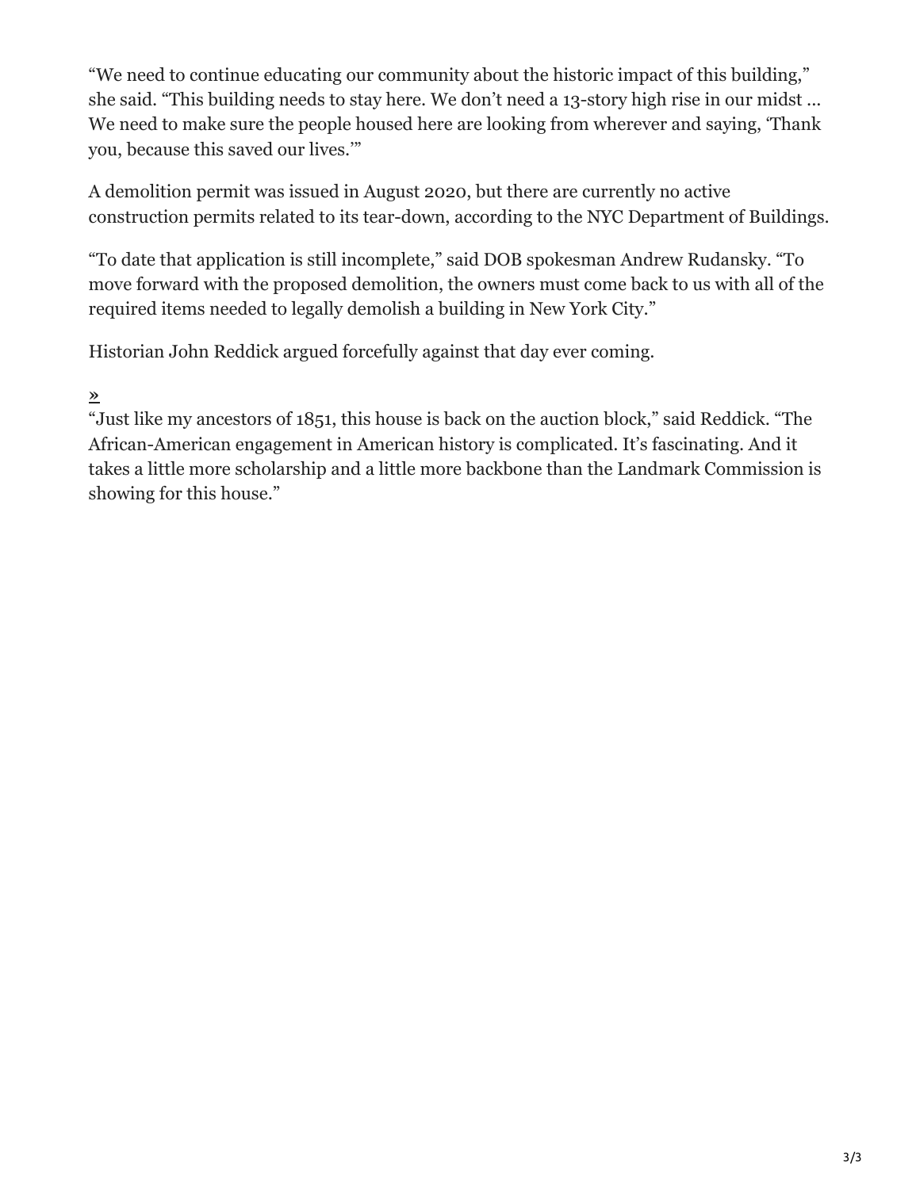“We need to continue educating our community about the historic impact of this building,” she said. “This building needs to stay here. We don’t need a 13-story high rise in our midst ... We need to make sure the people housed here are looking from wherever and saying, ‘Thank you, because this saved our lives.’”

A demolition permit was issued in August 2020, but there are currently no active construction permits related to its tear-down, according to the NYC Department of Buildings.

“To date that application is still incomplete,” said DOB spokesman Andrew Rudansky. “To move forward with the proposed demolition, the owners must come back to us with all of the required items needed to legally demolish a building in New York City.”

Historian John Reddick argued forcefully against that day ever coming.

»

“Just like my ancestors of 1851, this house is back on the auction block,” said Reddick. “The African-American engagement in American history is complicated. It’s fascinating. And it takes a little more scholarship and a little more backbone than the Landmark Commission is showing for this house.”